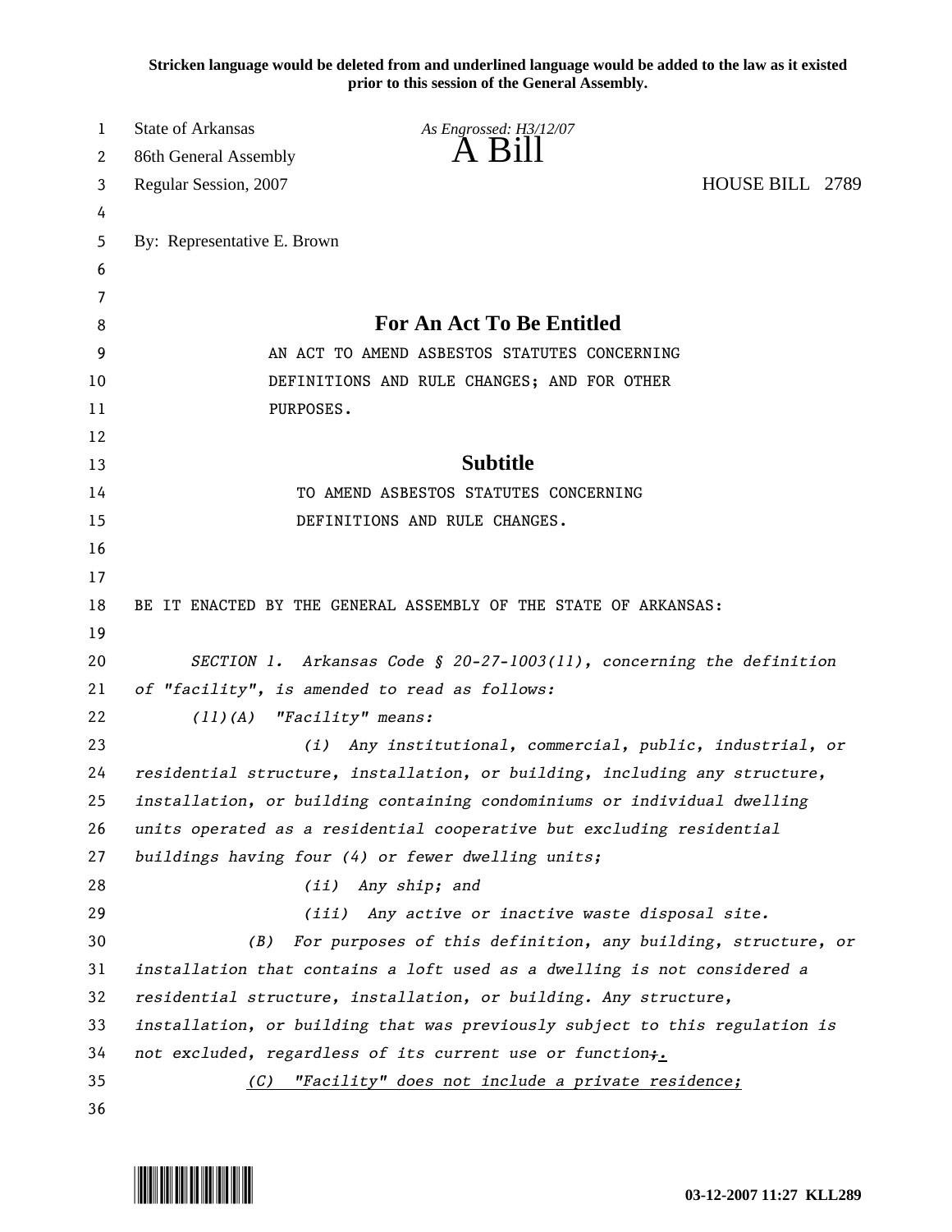**Stricken language would be deleted from and underlined language would be added to the law as it existed prior to this session of the General Assembly.**

State of Arkansas
86th General Assembly
Regular Session, 2007

*As Engrossed: H3/12/07*

# A Bill

HOUSE BILL 2789

By: Representative E. Brown

## For An Act To Be Entitled

AN ACT TO AMEND ASBESTOS STATUTES CONCERNING DEFINITIONS AND RULE CHANGES; AND FOR OTHER PURPOSES.

## Subtitle

TO AMEND ASBESTOS STATUTES CONCERNING DEFINITIONS AND RULE CHANGES.

BE IT ENACTED BY THE GENERAL ASSEMBLY OF THE STATE OF ARKANSAS:

*SECTION 1. Arkansas Code § 20-27-1003(11), concerning the definition of "facility", is amended to read as follows:*

*(11)(A) "Facility" means:*

*(i) Any institutional, commercial, public, industrial, or residential structure, installation, or building, including any structure, installation, or building containing condominiums or individual dwelling units operated as a residential cooperative but excluding residential buildings having four (4) or fewer dwelling units;*

*(ii) Any ship; and*

*(iii) Any active or inactive waste disposal site.*

*(B) For purposes of this definition, any building, structure, or installation that contains a loft used as a dwelling is not considered a residential structure, installation, or building. Any structure, installation, or building that was previously subject to this regulation is not excluded, regardless of its current use or function~~;~~<u>.</u>*

<u>*(C) "Facility" does not include a private residence;*</u>

**03-12-2007 11:27 KLL289**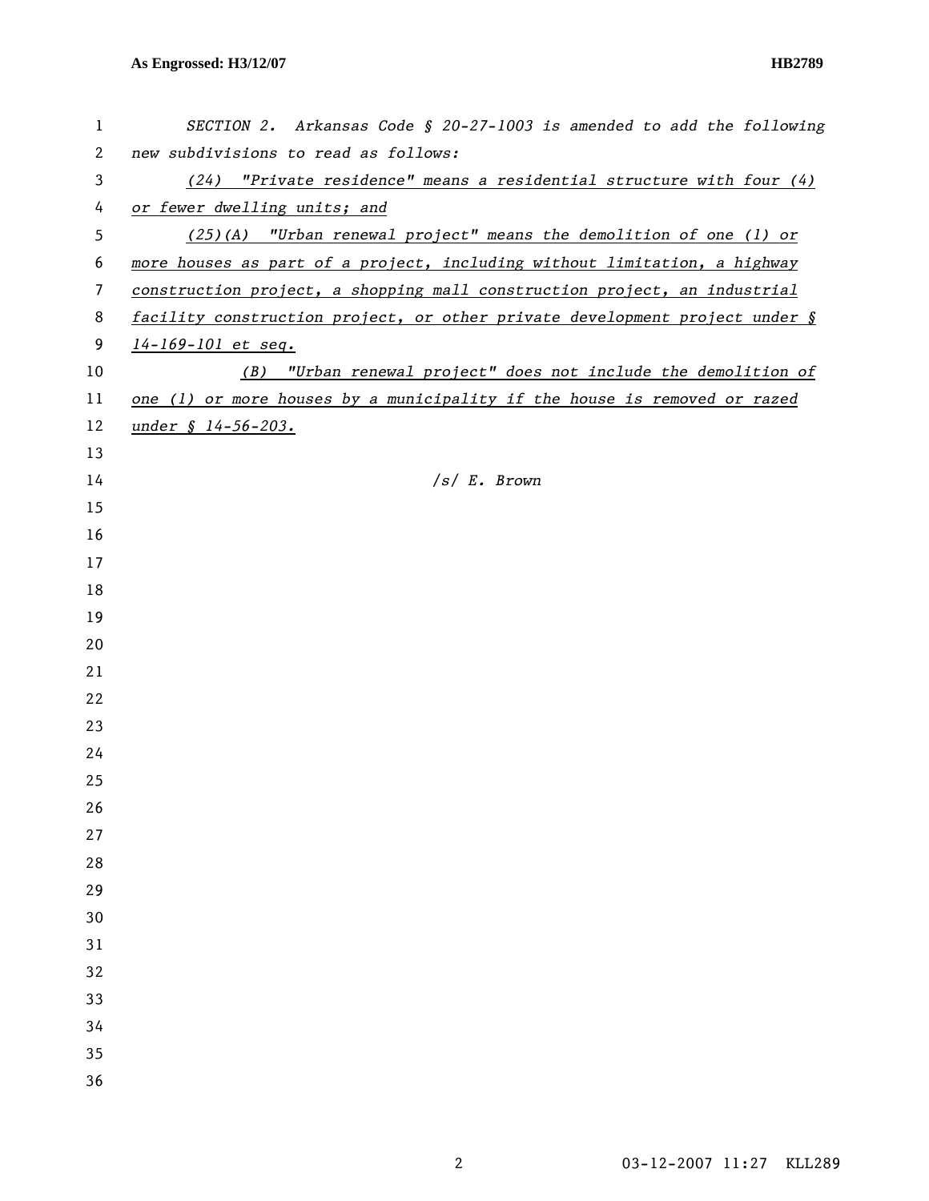*SECTION 2. Arkansas Code § 20-27-1003 is amended to add the following new subdivisions to read as follows:*

*(24) "Private residence" means a residential structure with four (4) or fewer dwelling units; and*

*(25)(A) "Urban renewal project" means the demolition of one (1) or more houses as part of a project, including without limitation, a highway construction project, a shopping mall construction project, an industrial facility construction project, or other private development project under § 14-169-101 et seq.*

*(B) "Urban renewal project" does not include the demolition of one (1) or more houses by a municipality if the house is removed or razed under § 14-56-203.*

*/s/ E. Brown*